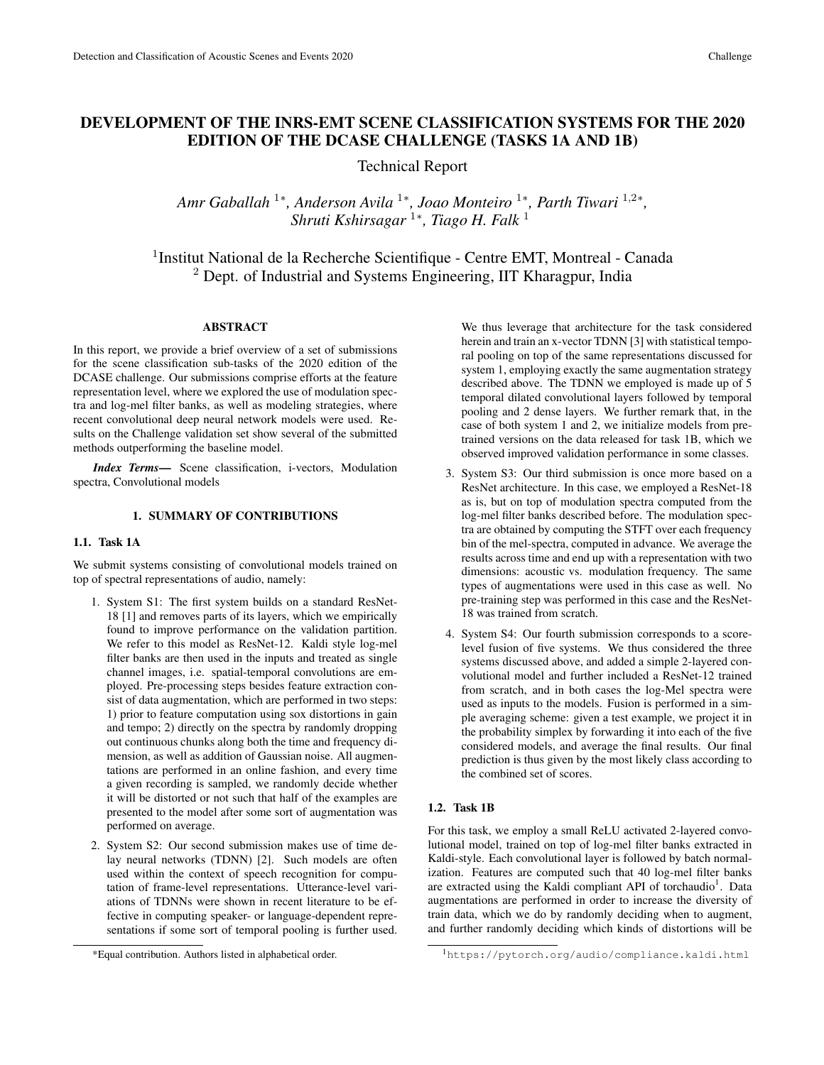# DEVELOPMENT OF THE INRS-EMT SCENE CLASSIFICATION SYSTEMS FOR THE 2020 EDITION OF THE DCASE CHALLENGE (TASKS 1A AND 1B)

Technical Report

*Amr Gaballah [1*], Anderson Avila [1*], Joao Monteiro [1*], Parth Tiwari [1,2*], Shruti Kshirsagar [1*], Tiago H. Falk [1]*

[1]Institut National de la Recherche Scientifique - Centre EMT, Montreal - Canada
[2] Dept. of Industrial and Systems Engineering, IIT Kharagpur, India

## ABSTRACT

In this report, we provide a brief overview of a set of submissions for the scene classification sub-tasks of the 2020 edition of the DCASE challenge. Our submissions comprise efforts at the feature representation level, where we explored the use of modulation spectra and log-mel filter banks, as well as modeling strategies, where recent convolutional deep neural network models were used. Results on the Challenge validation set show several of the submitted methods outperforming the baseline model.

***Index Terms*—** Scene classification, i-vectors, Modulation spectra, Convolutional models

## 1. SUMMARY OF CONTRIBUTIONS

### 1.1. Task 1A

We submit systems consisting of convolutional models trained on top of spectral representations of audio, namely:

1. System S1: The first system builds on a standard ResNet-18 [1] and removes parts of its layers, which we empirically found to improve performance on the validation partition. We refer to this model as ResNet-12. Kaldi style log-mel filter banks are then used in the inputs and treated as single channel images, i.e. spatial-temporal convolutions are employed. Pre-processing steps besides feature extraction consist of data augmentation, which are performed in two steps: 1) prior to feature computation using sox distortions in gain and tempo; 2) directly on the spectra by randomly dropping out continuous chunks along both the time and frequency dimension, as well as addition of Gaussian noise. All augmentations are performed in an online fashion, and every time a given recording is sampled, we randomly decide whether it will be distorted or not such that half of the examples are presented to the model after some sort of augmentation was performed on average.
2. System S2: Our second submission makes use of time delay neural networks (TDNN) [2]. Such models are often used within the context of speech recognition for computation of frame-level representations. Utterance-level variations of TDNNs were shown in recent literature to be effective in computing speaker- or language-dependent representations if some sort of temporal pooling is further used. We thus leverage that architecture for the task considered herein and train an x-vector TDNN [3] with statistical temporal pooling on top of the same representations discussed for system 1, employing exactly the same augmentation strategy described above. The TDNN we employed is made up of 5 temporal dilated convolutional layers followed by temporal pooling and 2 dense layers. We further remark that, in the case of both system 1 and 2, we initialize models from pre-trained versions on the data released for task 1B, which we observed improved validation performance in some classes.
3. System S3: Our third submission is once more based on a ResNet architecture. In this case, we employed a ResNet-18 as is, but on top of modulation spectra computed from the log-mel filter banks described before. The modulation spectra are obtained by computing the STFT over each frequency bin of the mel-spectra, computed in advance. We average the results across time and end up with a representation with two dimensions: acoustic vs. modulation frequency. The same types of augmentations were used in this case as well. No pre-training step was performed in this case and the ResNet-18 was trained from scratch.
4. System S4: Our fourth submission corresponds to a score-level fusion of five systems. We thus considered the three systems discussed above, and added a simple 2-layered convolutional model and further included a ResNet-12 trained from scratch, and in both cases the log-Mel spectra were used as inputs to the models. Fusion is performed in a simple averaging scheme: given a test example, we project it in the probability simplex by forwarding it into each of the five considered models, and average the final results. Our final prediction is thus given by the most likely class according to the combined set of scores.

### 1.2. Task 1B

For this task, we employ a small ReLU activated 2-layered convolutional model, trained on top of log-mel filter banks extracted in Kaldi-style. Each convolutional layer is followed by batch normalization. Features are computed such that 40 log-mel filter banks are extracted using the Kaldi compliant API of torchaudio[1]. Data augmentations are performed in order to increase the diversity of train data, which we do by randomly deciding when to augment, and further randomly deciding which kinds of distortions will be

*Equal contribution. Authors listed in alphabetical order.

[1]https://pytorch.org/audio/compliance.kaldi.html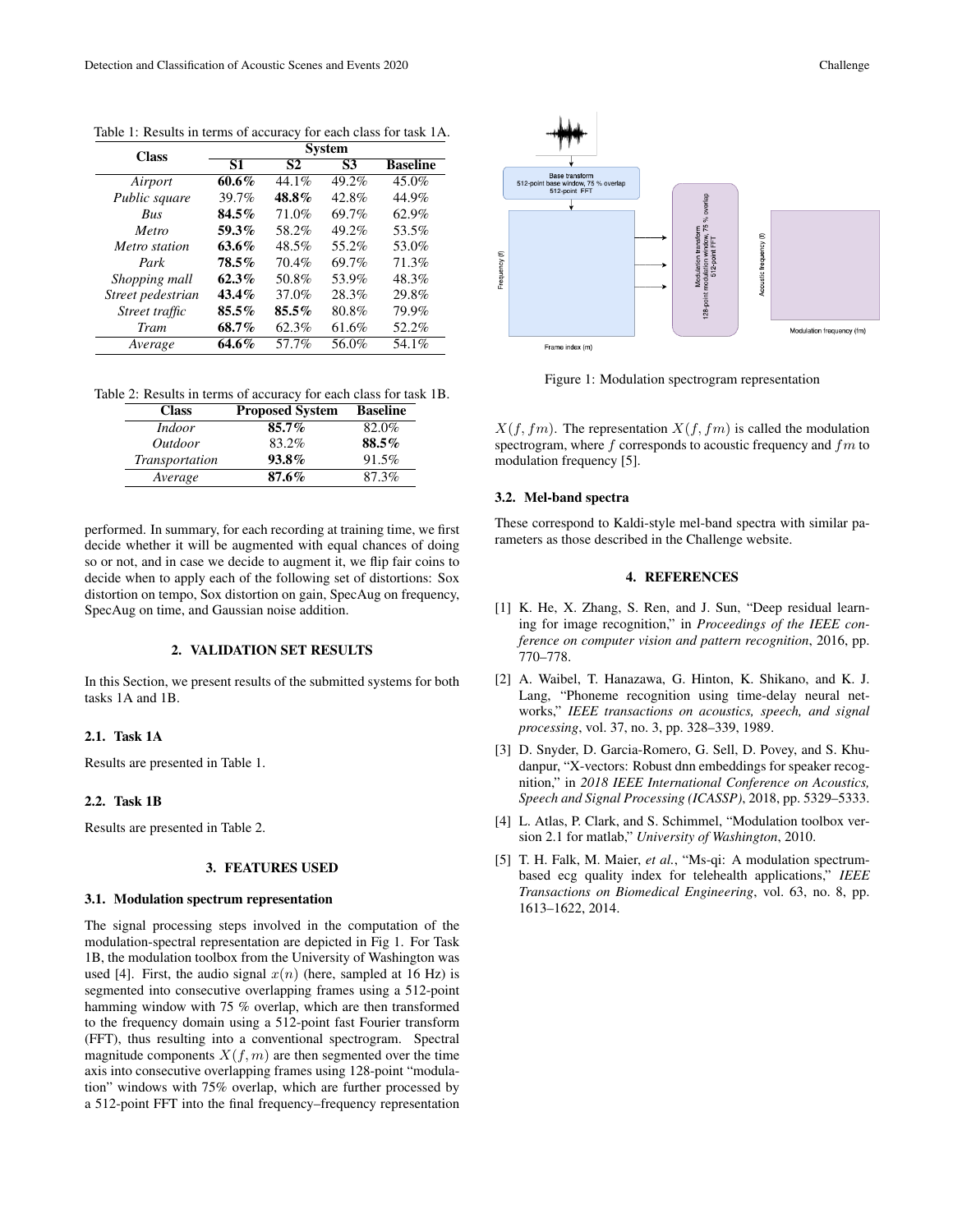Table 1: Results in terms of accuracy for each class for task 1A.

| Class | System | | | |
|---|---|---|---|---|
| | S1 | S2 | S3 | Baseline |
| *Airport* | **60.6%** | 44.1% | 49.2% | 45.0% |
| *Public square* | 39.7% | **48.8%** | 42.8% | 44.9% |
| *Bus* | **84.5%** | 71.0% | 69.7% | 62.9% |
| *Metro* | **59.3%** | 58.2% | 49.2% | 53.5% |
| *Metro station* | **63.6%** | 48.5% | 55.2% | 53.0% |
| *Park* | **78.5%** | 70.4% | 69.7% | 71.3% |
| *Shopping mall* | **62.3%** | 50.8% | 53.9% | 48.3% |
| *Street pedestrian* | **43.4%** | 37.0% | 28.3% | 29.8% |
| *Street traffic* | **85.5%** | **85.5%** | 80.8% | 79.9% |
| *Tram* | **68.7%** | 62.3% | 61.6% | 52.2% |
| *Average* | **64.6%** | 57.7% | 56.0% | 54.1% |

Table 2: Results in terms of accuracy for each class for task 1B.

| Class | Proposed System | Baseline |
|---|---|---|
| *Indoor* | **85.7%** | 82.0% |
| *Outdoor* | 83.2% | **88.5%** |
| *Transportation* | **93.8%** | 91.5% |
| *Average* | **87.6%** | 87.3% |

performed. In summary, for each recording at training time, we first decide whether it will be augmented with equal chances of doing so or not, and in case we decide to augment it, we flip fair coins to decide when to apply each of the following set of distortions: Sox distortion on tempo, Sox distortion on gain, SpecAug on frequency, SpecAug on time, and Gaussian noise addition.

## 2. VALIDATION SET RESULTS

In this Section, we present results of the submitted systems for both tasks 1A and 1B.

### 2.1. Task 1A

Results are presented in Table 1.

### 2.2. Task 1B

Results are presented in Table 2.

## 3. FEATURES USED

### 3.1. Modulation spectrum representation

The signal processing steps involved in the computation of the modulation-spectral representation are depicted in Fig 1. For Task 1B, the modulation toolbox from the University of Washington was used [4]. First, the audio signal $x(n)$ (here, sampled at 16 Hz) is segmented into consecutive overlapping frames using a 512-point hamming window with 75 % overlap, which are then transformed to the frequency domain using a 512-point fast Fourier transform (FFT), thus resulting into a conventional spectrogram. Spectral magnitude components $X(f, m)$ are then segmented over the time axis into consecutive overlapping frames using 128-point "modulation" windows with 75% overlap, which are further processed by a 512-point FFT into the final frequency–frequency representation $X(f, fm)$. The representation $X(f, fm)$ is called the modulation spectrogram, where $f$ corresponds to acoustic frequency and $fm$ to modulation frequency [5].

Base transform
512-point base window, 75 % overlap
512-point FFT

Frequency (f)

Frame index (m)

Modulation transform
128-point modulation window, 75 % overlap
512-point FFT

Acoustic frequency (f)

Modulation frequency (fm)

Figure 1: Modulation spectrogram representation

### 3.2. Mel-band spectra

These correspond to Kaldi-style mel-band spectra with similar parameters as those described in the Challenge website.

## 4. REFERENCES

[1] K. He, X. Zhang, S. Ren, and J. Sun, "Deep residual learning for image recognition," in *Proceedings of the IEEE conference on computer vision and pattern recognition*, 2016, pp. 770–778.

[2] A. Waibel, T. Hanazawa, G. Hinton, K. Shikano, and K. J. Lang, "Phoneme recognition using time-delay neural networks," *IEEE transactions on acoustics, speech, and signal processing*, vol. 37, no. 3, pp. 328–339, 1989.

[3] D. Snyder, D. Garcia-Romero, G. Sell, D. Povey, and S. Khudanpur, "X-vectors: Robust dnn embeddings for speaker recognition," in *2018 IEEE International Conference on Acoustics, Speech and Signal Processing (ICASSP)*, 2018, pp. 5329–5333.

[4] L. Atlas, P. Clark, and S. Schimmel, "Modulation toolbox version 2.1 for matlab," *University of Washington*, 2010.

[5] T. H. Falk, M. Maier, *et al.*, "Ms-qi: A modulation spectrum-based ecg quality index for telehealth applications," *IEEE Transactions on Biomedical Engineering*, vol. 63, no. 8, pp. 1613–1622, 2014.